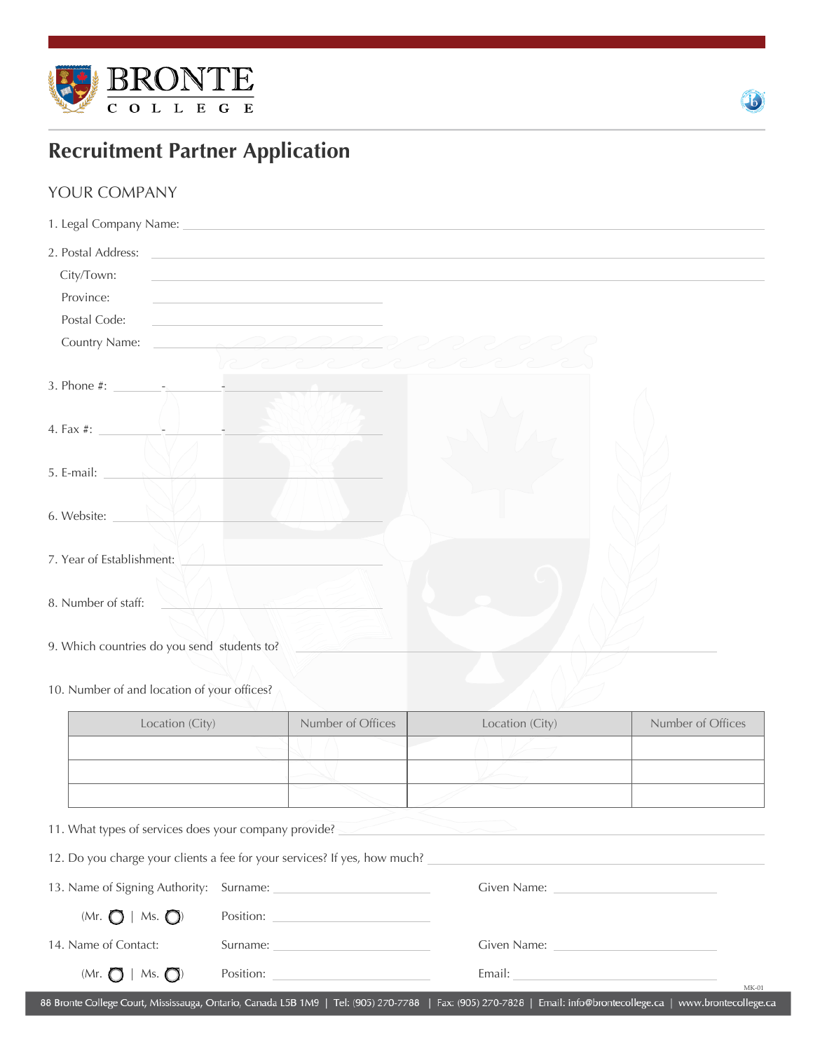BRONTE COLLEGE

# Recruitment Partner Application

## YOUR COMPANY

1. Legal Company Name: ______________________________

2. Postal Address: ______________________________

   City/Town: ______________________________

   Province: ______________________________

   Postal Code: ______________________________

   Country Name: ______________________________

3. Phone #: ________ - ________ - ______________

4. Fax #: ________ - ________ - ______________

5. E-mail: ______________________________

6. Website: ______________________________

7. Year of Establishment: ______________________________

8. Number of staff: ______________________________

9. Which countries do you send students to? ______________________________

10. Number of and location of your offices?

| Location (City) | Number of Offices | Location (City) | Number of Offices |
|---|---|---|---|
| | | | |
| | | | |
| | | | |

11. What types of services does your company provide? ______________________________

12. Do you charge your clients a fee for your services? If yes, how much? ______________________________

13. Name of Signing Authority: Surname: ______________ Given Name: ______________

    (Mr. ◯ | Ms. ◯) Position: ______________

14. Name of Contact: Surname: ______________ Given Name: ______________

    (Mr. ◯ | Ms. ◯) Position: ______________ Email: ______________

MK-01

88 Bronte College Court, Mississauga, Ontario, Canada L5B 1M9 | Tel: (905) 270-7788 | Fax: (905) 270-7828 | Email: info@brontecollege.ca | www.brontecollege.ca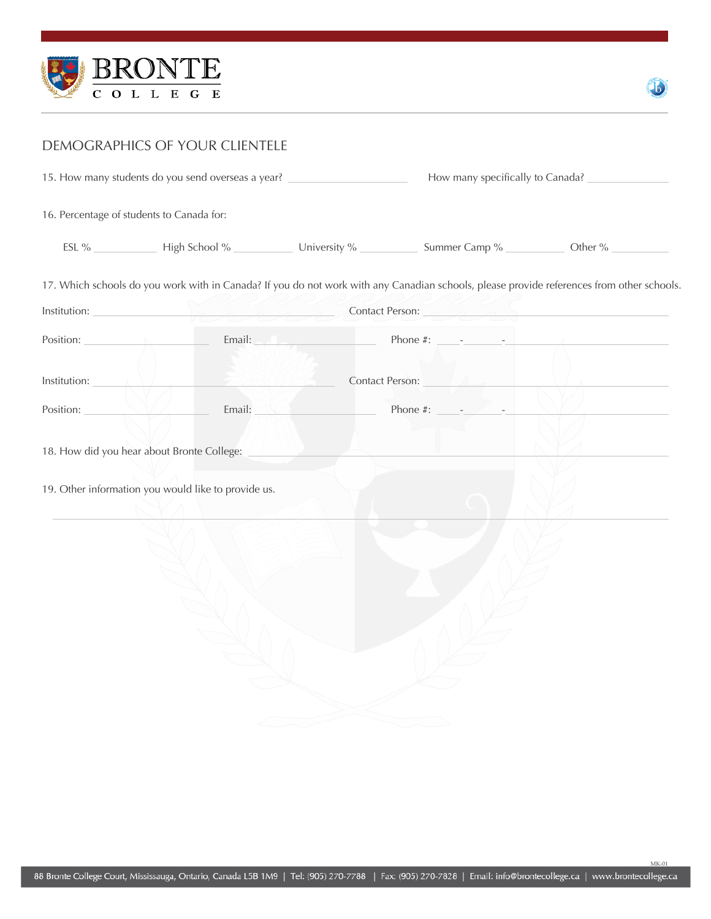## DEMOGRAPHICS OF YOUR CLIENTELE

15. How many students do you send overseas a year? ____________________ How many specifically to Canada? ______________

16. Percentage of students to Canada for:

ESL % __________ High School % __________ University % __________ Summer Camp % __________ Other % __________

17. Which schools do you work with in Canada? If you do not work with any Canadian schools, please provide references from other schools.

Institution: ______________________________ Contact Person: ______________________________

Position: ______________ Email: ______________ Phone #: ____-______-______________

Institution: ______________________________ Contact Person: ______________________________

Position: ______________ Email: ______________ Phone #: ____-______-______________

18. How did you hear about Bronte College: ____________________________________________

19. Other information you would like to provide us.

______________________________________________________________________